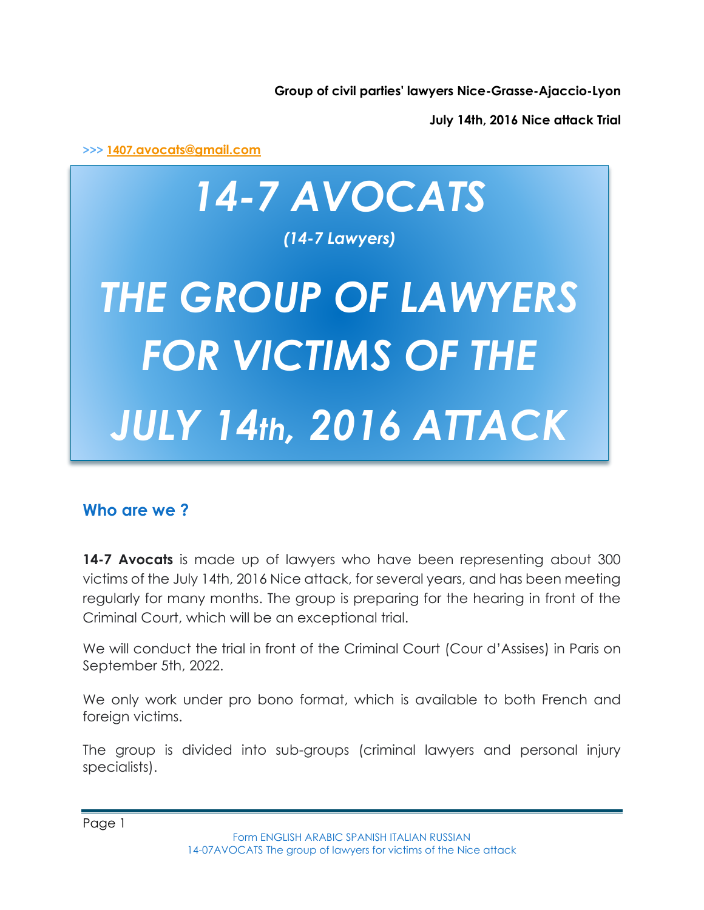**Group of civil parties' lawyers Nice-Grasse-Ajaccio-Lyon**

**July 14th, 2016 Nice attack Trial**

>>> 1407.avocats@gmail.com

# *14-7 AVOCATS*

***(14-7 Lawyers)***

# *THE GROUP OF LAWYERS FOR VICTIMS OF THE JULY 14th, 2016 ATTACK*

## Who are we ?

**14-7 Avocats** is made up of lawyers who have been representing about 300 victims of the July 14th, 2016 Nice attack, for several years, and has been meeting regularly for many months. The group is preparing for the hearing in front of the Criminal Court, which will be an exceptional trial.

We will conduct the trial in front of the Criminal Court (Cour d'Assises) in Paris on September 5th, 2022.

We only work under pro bono format, which is available to both French and foreign victims.

The group is divided into sub-groups (criminal lawyers and personal injury specialists).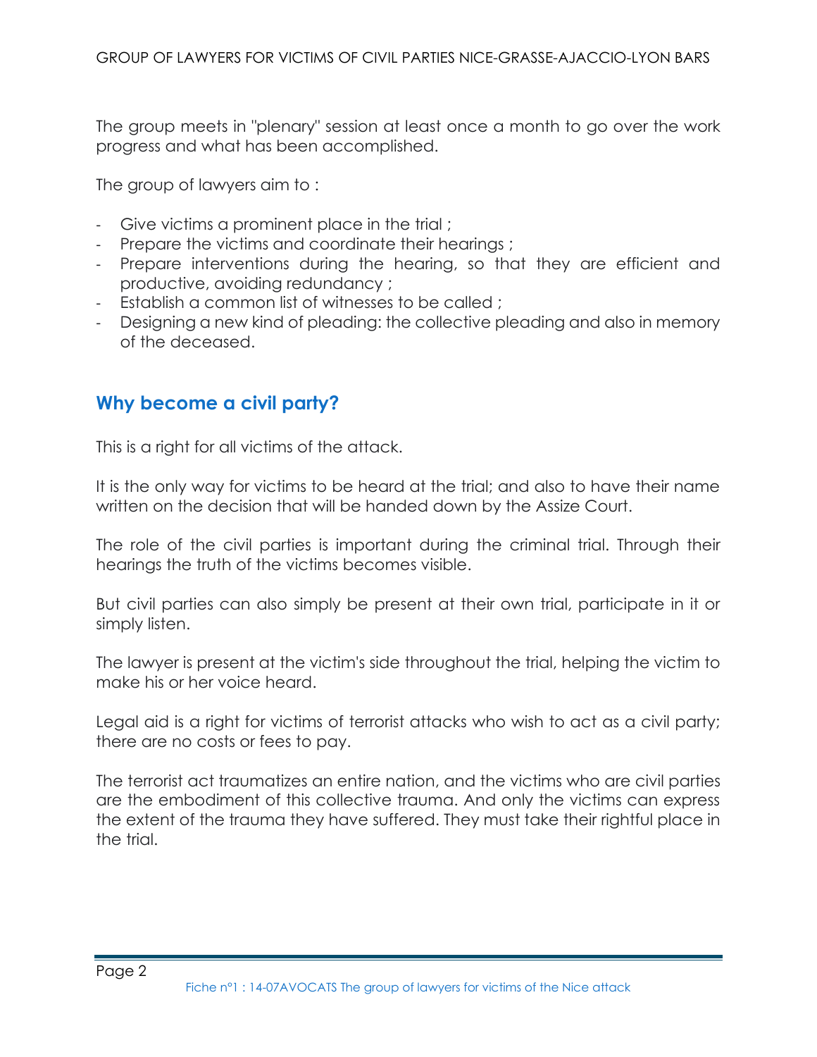The group meets in "plenary" session at least once a month to go over the work progress and what has been accomplished.

The group of lawyers aim to :

- Give victims a prominent place in the trial ;
- Prepare the victims and coordinate their hearings ;
- Prepare interventions during the hearing, so that they are efficient and productive, avoiding redundancy ;
- Establish a common list of witnesses to be called ;
- Designing a new kind of pleading: the collective pleading and also in memory of the deceased.

## Why become a civil party?

This is a right for all victims of the attack.

It is the only way for victims to be heard at the trial; and also to have their name written on the decision that will be handed down by the Assize Court.

The role of the civil parties is important during the criminal trial. Through their hearings the truth of the victims becomes visible.

But civil parties can also simply be present at their own trial, participate in it or simply listen.

The lawyer is present at the victim's side throughout the trial, helping the victim to make his or her voice heard.

Legal aid is a right for victims of terrorist attacks who wish to act as a civil party; there are no costs or fees to pay.

The terrorist act traumatizes an entire nation, and the victims who are civil parties are the embodiment of this collective trauma. And only the victims can express the extent of the trauma they have suffered. They must take their rightful place in the trial.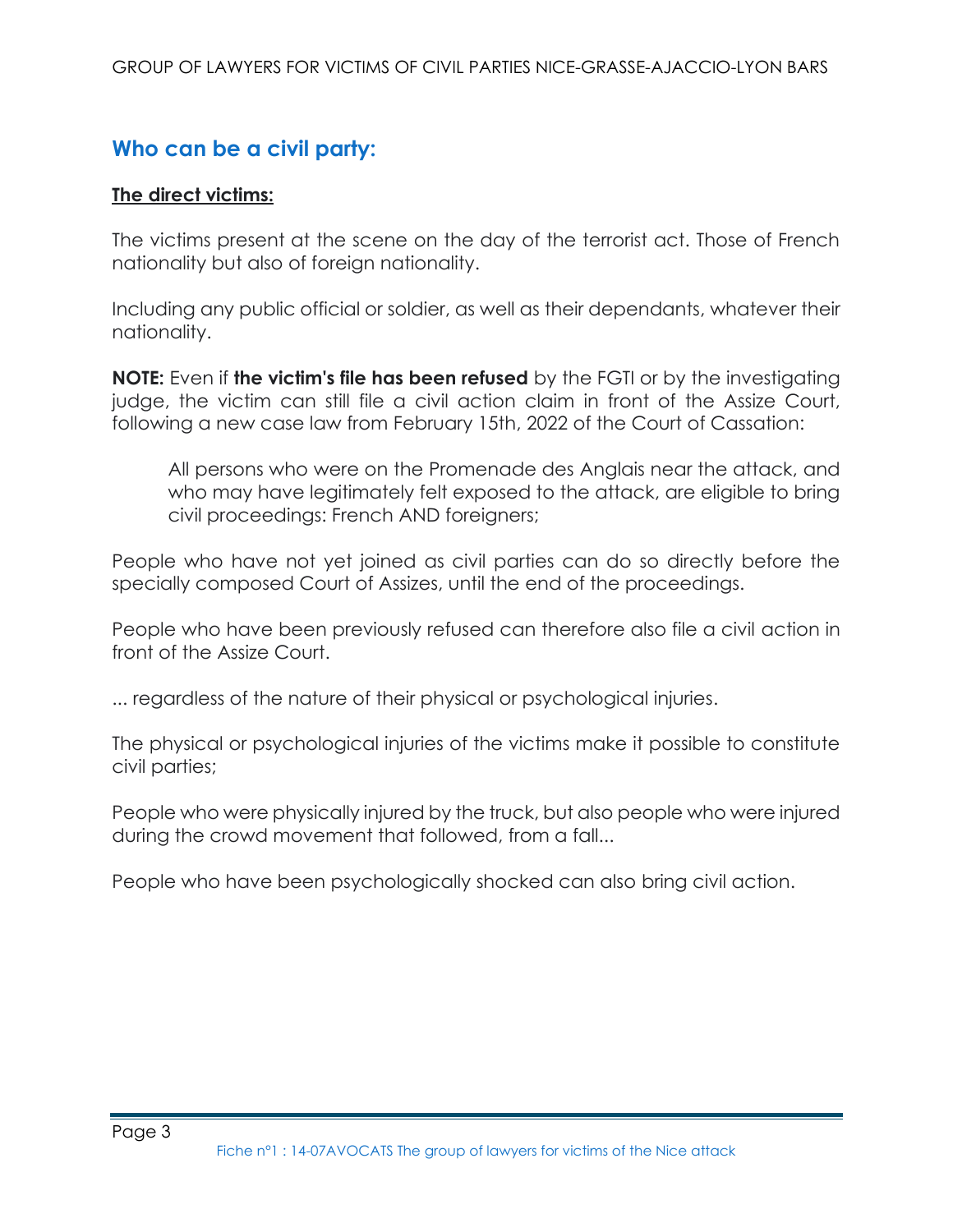## Who can be a civil party:

**The direct victims:**

The victims present at the scene on the day of the terrorist act. Those of French nationality but also of foreign nationality.

Including any public official or soldier, as well as their dependants, whatever their nationality.

**NOTE:** Even if **the victim's file has been refused** by the FGTI or by the investigating judge, the victim can still file a civil action claim in front of the Assize Court, following a new case law from February 15th, 2022 of the Court of Cassation:

> All persons who were on the Promenade des Anglais near the attack, and who may have legitimately felt exposed to the attack, are eligible to bring civil proceedings: French AND foreigners;

People who have not yet joined as civil parties can do so directly before the specially composed Court of Assizes, until the end of the proceedings.

People who have been previously refused can therefore also file a civil action in front of the Assize Court.

... regardless of the nature of their physical or psychological injuries.

The physical or psychological injuries of the victims make it possible to constitute civil parties;

People who were physically injured by the truck, but also people who were injured during the crowd movement that followed, from a fall...

People who have been psychologically shocked can also bring civil action.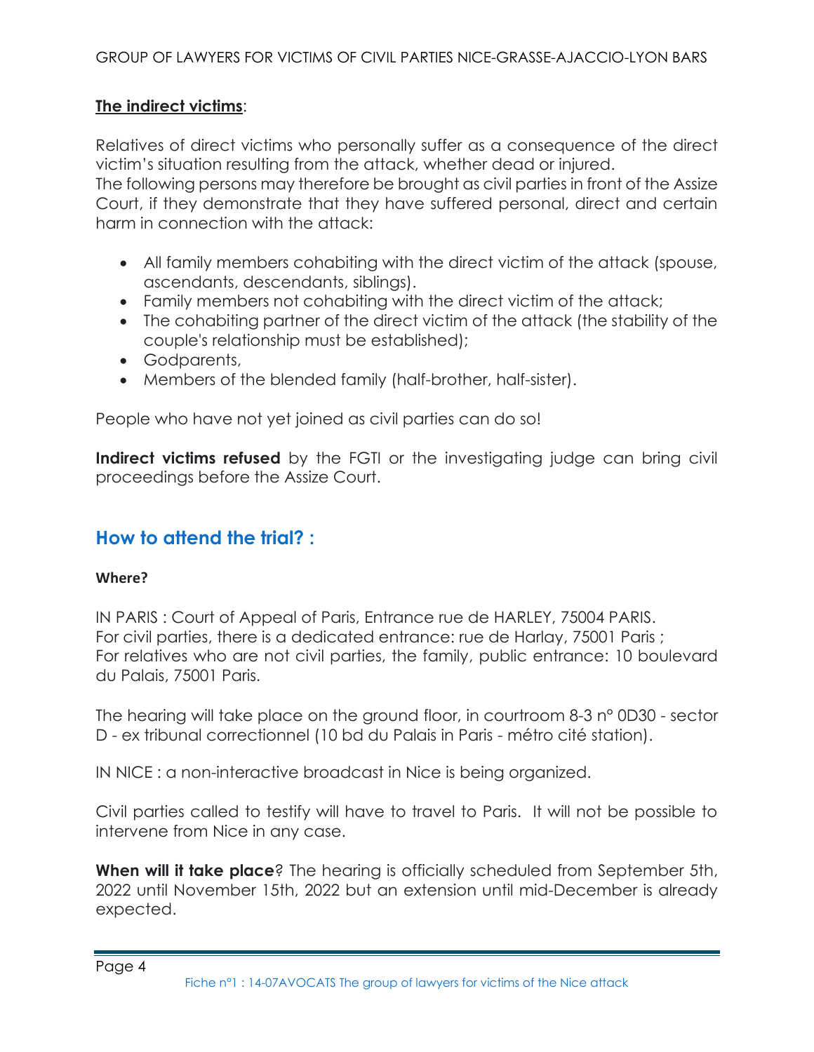**The indirect victims**:

Relatives of direct victims who personally suffer as a consequence of the direct victim's situation resulting from the attack, whether dead or injured.
The following persons may therefore be brought as civil parties in front of the Assize Court, if they demonstrate that they have suffered personal, direct and certain harm in connection with the attack:

- All family members cohabiting with the direct victim of the attack (spouse, ascendants, descendants, siblings).
- Family members not cohabiting with the direct victim of the attack;
- The cohabiting partner of the direct victim of the attack (the stability of the couple's relationship must be established);
- Godparents,
- Members of the blended family (half-brother, half-sister).

People who have not yet joined as civil parties can do so!

**Indirect victims refused** by the FGTI or the investigating judge can bring civil proceedings before the Assize Court.

## How to attend the trial? :

**Where?**

IN PARIS : Court of Appeal of Paris, Entrance rue de HARLEY, 75004 PARIS.
For civil parties, there is a dedicated entrance: rue de Harlay, 75001 Paris ;
For relatives who are not civil parties, the family, public entrance: 10 boulevard du Palais, 75001 Paris.

The hearing will take place on the ground floor, in courtroom 8-3 n° 0D30 - sector D - ex tribunal correctionnel (10 bd du Palais in Paris - métro cité station).

IN NICE : a non-interactive broadcast in Nice is being organized.

Civil parties called to testify will have to travel to Paris. It will not be possible to intervene from Nice in any case.

**When will it take place**? The hearing is officially scheduled from September 5th, 2022 until November 15th, 2022 but an extension until mid-December is already expected.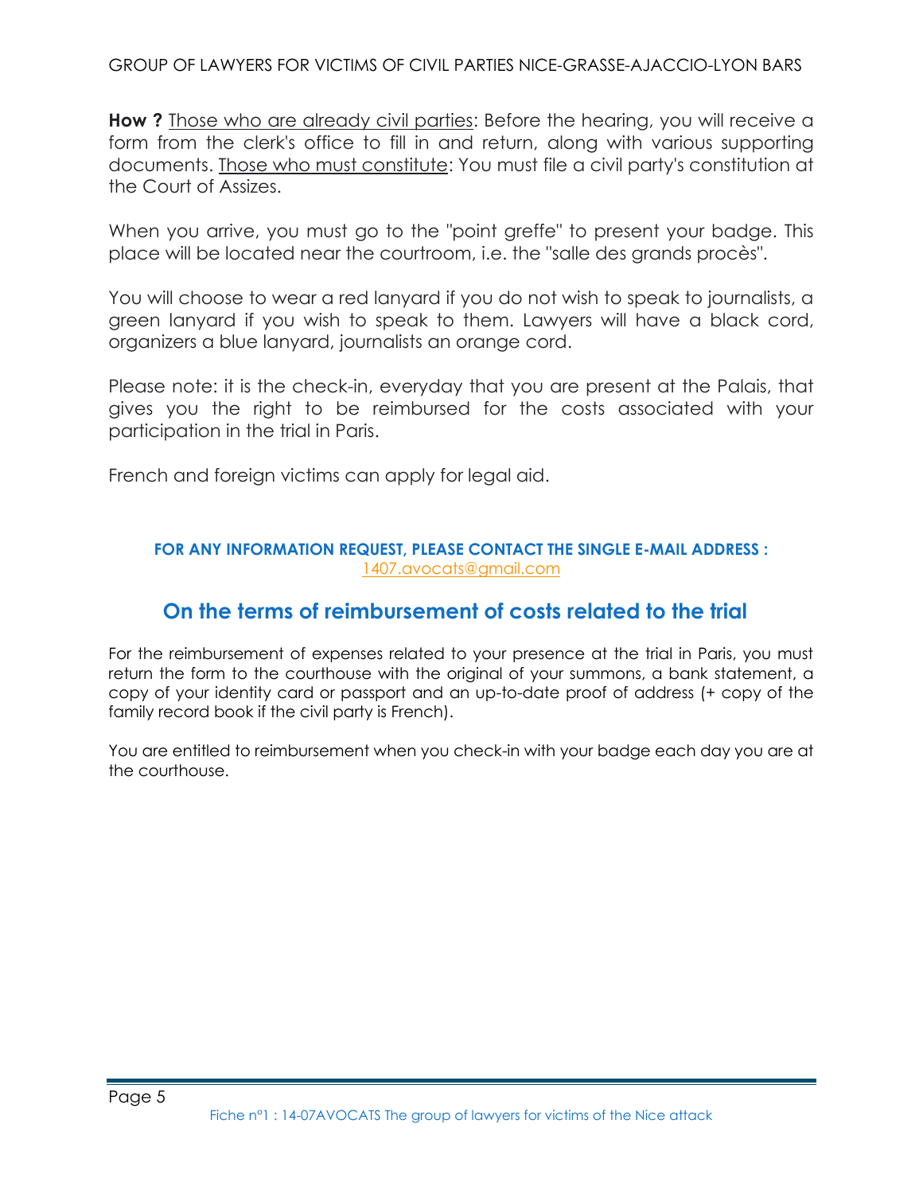**How ?** Those who are already civil parties: Before the hearing, you will receive a form from the clerk's office to fill in and return, along with various supporting documents. Those who must constitute: You must file a civil party's constitution at the Court of Assizes.

When you arrive, you must go to the "point greffe" to present your badge. This place will be located near the courtroom, i.e. the "salle des grands procès".

You will choose to wear a red lanyard if you do not wish to speak to journalists, a green lanyard if you wish to speak to them. Lawyers will have a black cord, organizers a blue lanyard, journalists an orange cord.

Please note: it is the check-in, everyday that you are present at the Palais, that gives you the right to be reimbursed for the costs associated with your participation in the trial in Paris.

French and foreign victims can apply for legal aid.

**FOR ANY INFORMATION REQUEST, PLEASE CONTACT THE SINGLE E-MAIL ADDRESS :**
1407.avocats@gmail.com

## On the terms of reimbursement of costs related to the trial

For the reimbursement of expenses related to your presence at the trial in Paris, you must return the form to the courthouse with the original of your summons, a bank statement, a copy of your identity card or passport and an up-to-date proof of address (+ copy of the family record book if the civil party is French).

You are entitled to reimbursement when you check-in with your badge each day you are at the courthouse.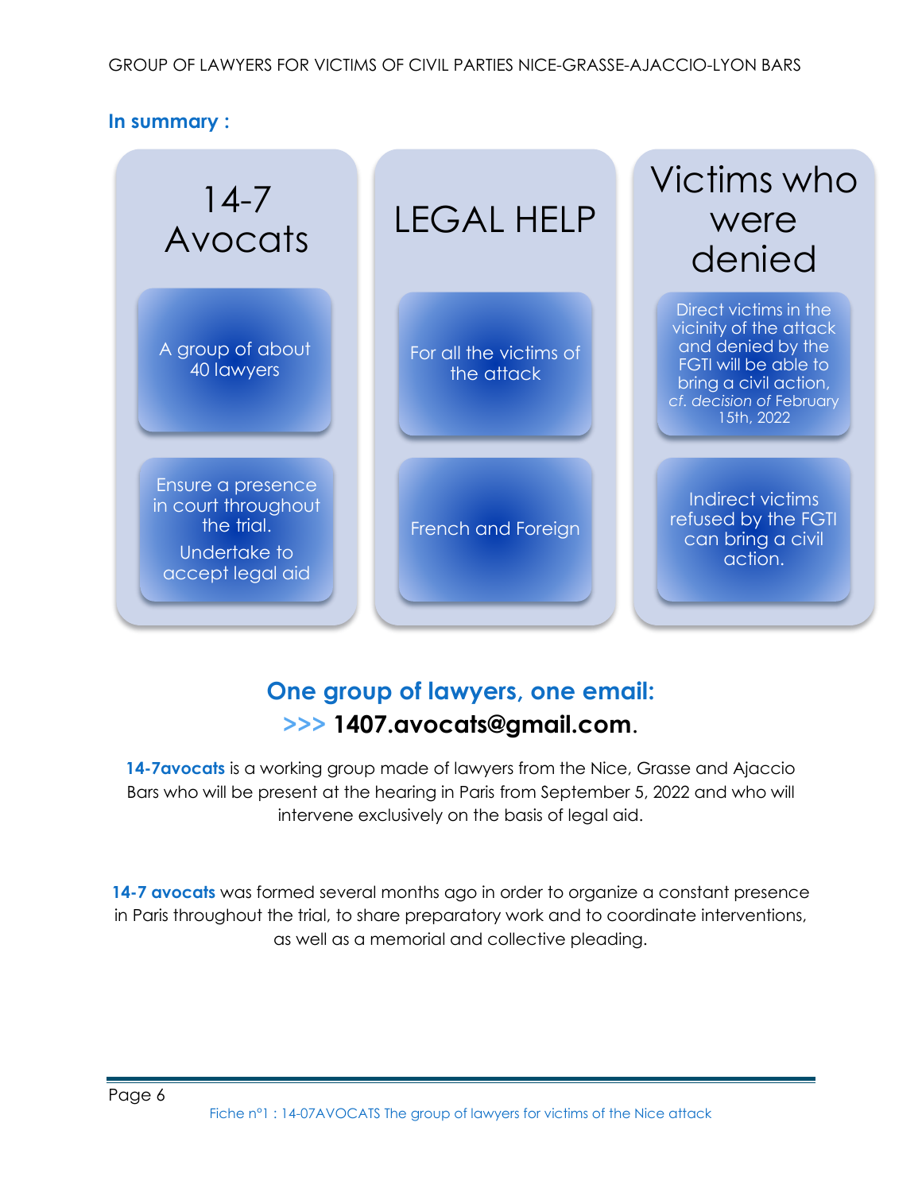**In summary :**

| 14-7 Avocats | LEGAL HELP | Victims who were denied |
| --- | --- | --- |
| A group of about 40 lawyers | For all the victims of the attack | Direct victims in the vicinity of the attack and denied by the FGTI will be able to bring a civil action, *cf. decision of* February 15th, 2022 |
| Ensure a presence in court throughout the trial. Undertake to accept legal aid | French and Foreign | Indirect victims refused by the FGTI can bring a civil action. |

## One group of lawyers, one email:

## >>> 1407.avocats@gmail.com.

**14-7avocats** is a working group made of lawyers from the Nice, Grasse and Ajaccio Bars who will be present at the hearing in Paris from September 5, 2022 and who will intervene exclusively on the basis of legal aid.

**14-7 avocats** was formed several months ago in order to organize a constant presence in Paris throughout the trial, to share preparatory work and to coordinate interventions, as well as a memorial and collective pleading.